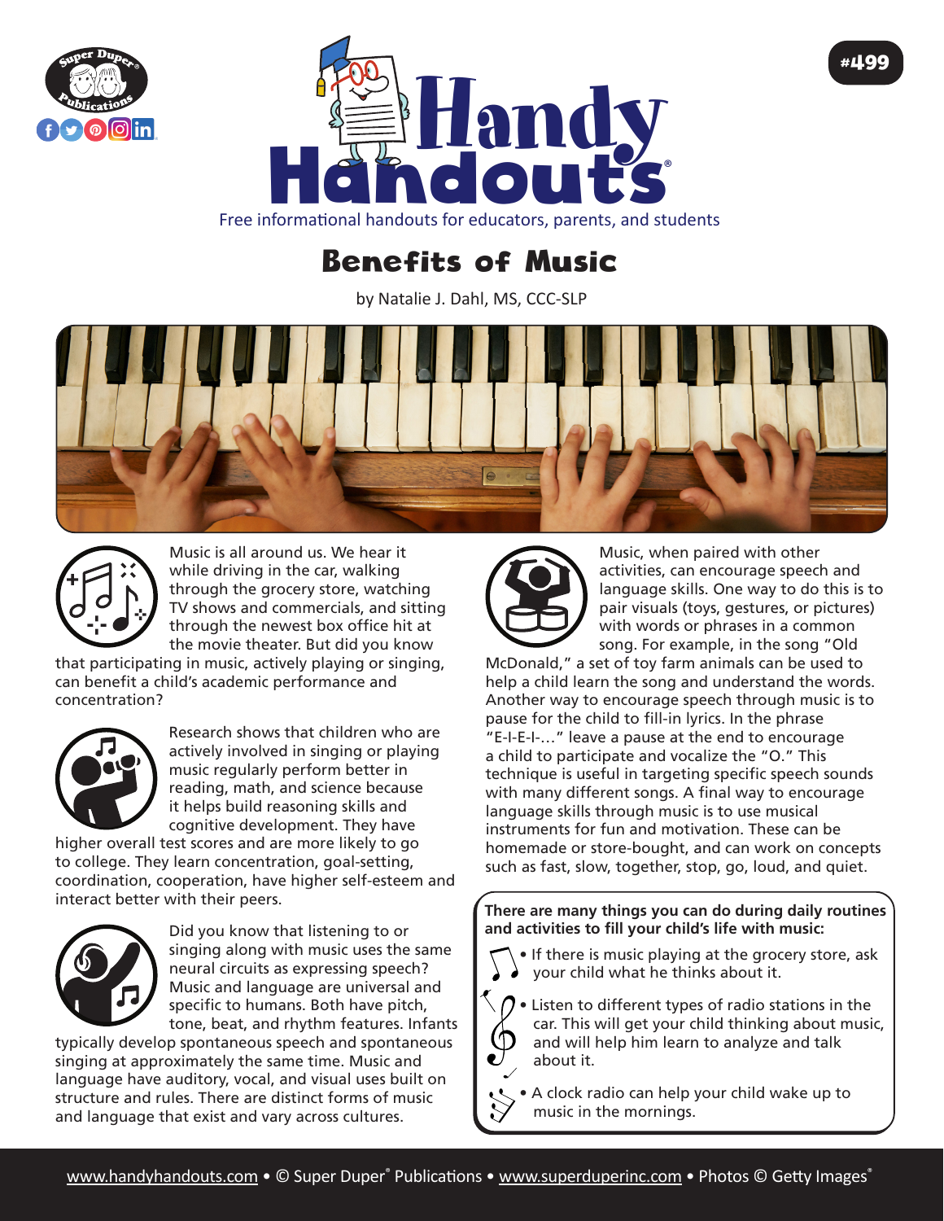Handy Handouts®

Free informational handouts for educators, parents, and students

#499

# Benefits of Music

by Natalie J. Dahl, MS, CCC-SLP

Music is all around us. We hear it while driving in the car, walking through the grocery store, watching TV shows and commercials, and sitting through the newest box office hit at the movie theater. But did you know that participating in music, actively playing or singing, can benefit a child's academic performance and concentration?

Research shows that children who are actively involved in singing or playing music regularly perform better in reading, math, and science because it helps build reasoning skills and cognitive development. They have higher overall test scores and are more likely to go to college. They learn concentration, goal-setting, coordination, cooperation, have higher self-esteem and interact better with their peers.

Did you know that listening to or singing along with music uses the same neural circuits as expressing speech? Music and language are universal and specific to humans. Both have pitch, tone, beat, and rhythm features. Infants typically develop spontaneous speech and spontaneous singing at approximately the same time. Music and language have auditory, vocal, and visual uses built on structure and rules. There are distinct forms of music and language that exist and vary across cultures.

Music, when paired with other activities, can encourage speech and language skills. One way to do this is to pair visuals (toys, gestures, or pictures) with words or phrases in a common song. For example, in the song "Old McDonald," a set of toy farm animals can be used to help a child learn the song and understand the words. Another way to encourage speech through music is to pause for the child to fill-in lyrics. In the phrase "E-I-E-I-…" leave a pause at the end to encourage a child to participate and vocalize the "O." This technique is useful in targeting specific speech sounds with many different songs. A final way to encourage language skills through music is to use musical instruments for fun and motivation. These can be homemade or store-bought, and can work on concepts such as fast, slow, together, stop, go, loud, and quiet.

**There are many things you can do during daily routines and activities to fill your child's life with music:**

- If there is music playing at the grocery store, ask your child what he thinks about it.
- Listen to different types of radio stations in the car. This will get your child thinking about music, and will help him learn to analyze and talk about it.
- A clock radio can help your child wake up to music in the mornings.

www.handyhandouts.com • © Super Duper® Publications • www.superduperinc.com • Photos © Getty Images®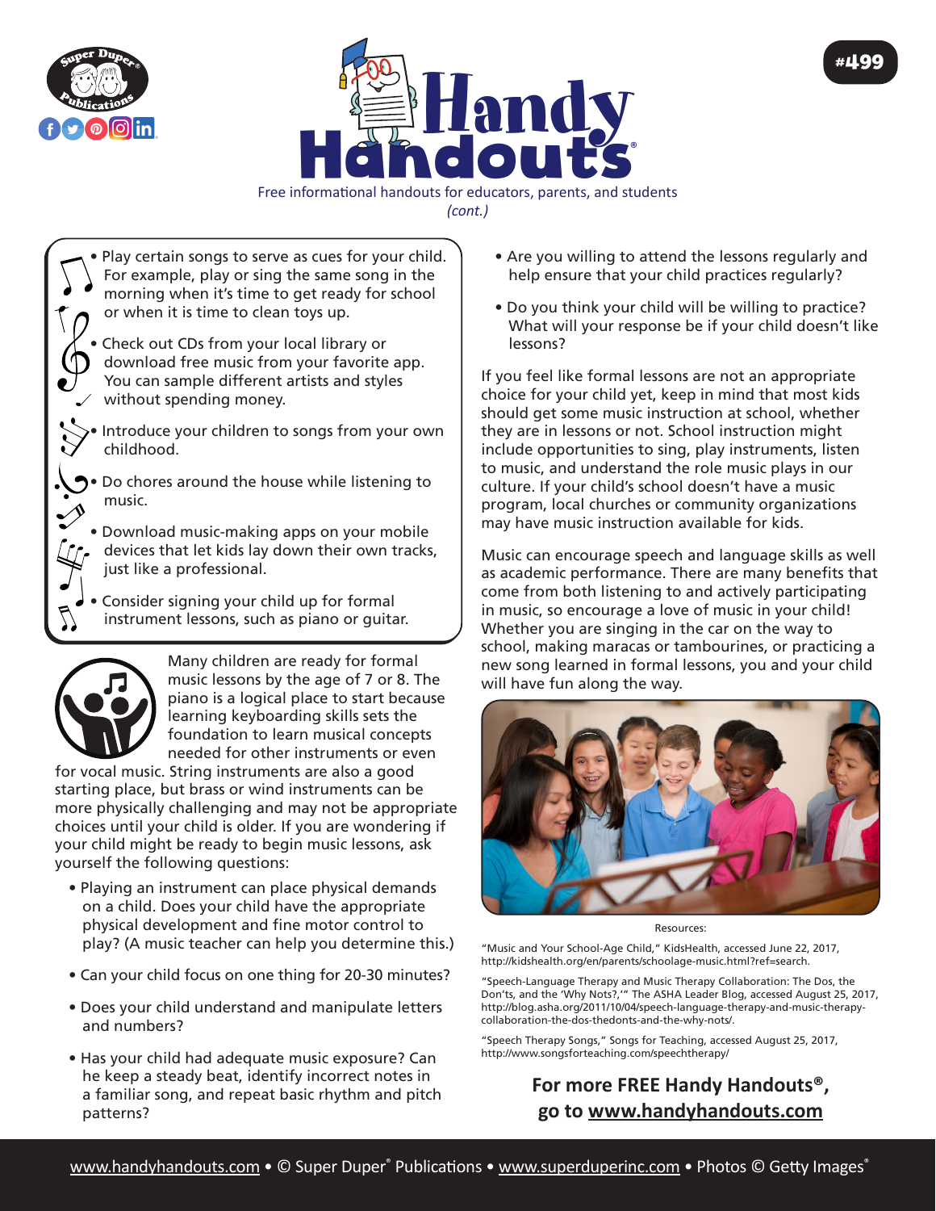# Handy Handouts

Free informational handouts for educators, parents, and students

*(cont.)*

#499

- Play certain songs to serve as cues for your child. For example, play or sing the same song in the morning when it's time to get ready for school or when it is time to clean toys up.
- Check out CDs from your local library or download free music from your favorite app. You can sample different artists and styles without spending money.
- Introduce your children to songs from your own childhood.
- Do chores around the house while listening to music.
- Download music-making apps on your mobile devices that let kids lay down their own tracks, just like a professional.
- Consider signing your child up for formal instrument lessons, such as piano or guitar.

Many children are ready for formal music lessons by the age of 7 or 8. The piano is a logical place to start because learning keyboarding skills sets the foundation to learn musical concepts needed for other instruments or even for vocal music. String instruments are also a good starting place, but brass or wind instruments can be more physically challenging and may not be appropriate choices until your child is older. If you are wondering if your child might be ready to begin music lessons, ask yourself the following questions:

- Playing an instrument can place physical demands on a child. Does your child have the appropriate physical development and fine motor control to play? (A music teacher can help you determine this.)
- Can your child focus on one thing for 20-30 minutes?
- Does your child understand and manipulate letters and numbers?
- Has your child had adequate music exposure? Can he keep a steady beat, identify incorrect notes in a familiar song, and repeat basic rhythm and pitch patterns?
- Are you willing to attend the lessons regularly and help ensure that your child practices regularly?
- Do you think your child will be willing to practice? What will your response be if your child doesn't like lessons?

If you feel like formal lessons are not an appropriate choice for your child yet, keep in mind that most kids should get some music instruction at school, whether they are in lessons or not. School instruction might include opportunities to sing, play instruments, listen to music, and understand the role music plays in our culture. If your child's school doesn't have a music program, local churches or community organizations may have music instruction available for kids.

Music can encourage speech and language skills as well as academic performance. There are many benefits that come from both listening to and actively participating in music, so encourage a love of music in your child! Whether you are singing in the car on the way to school, making maracas or tambourines, or practicing a new song learned in formal lessons, you and your child will have fun along the way.

Resources:

"Music and Your School-Age Child," KidsHealth, accessed June 22, 2017, http://kidshealth.org/en/parents/schoolage-music.html?ref=search.

"Speech-Language Therapy and Music Therapy Collaboration: The Dos, the Don'ts, and the 'Why Nots?,'" The ASHA Leader Blog, accessed August 25, 2017, http://blog.asha.org/2011/10/04/speech-language-therapy-and-music-therapy-collaboration-the-dos-thedonts-and-the-why-nots/.

"Speech Therapy Songs," Songs for Teaching, accessed August 25, 2017, http://www.songsforteaching.com/speechtherapy/

**For more FREE Handy Handouts®, go to www.handyhandouts.com**

www.handyhandouts.com • © Super Duper® Publications • www.superduperinc.com • Photos © Getty Images®